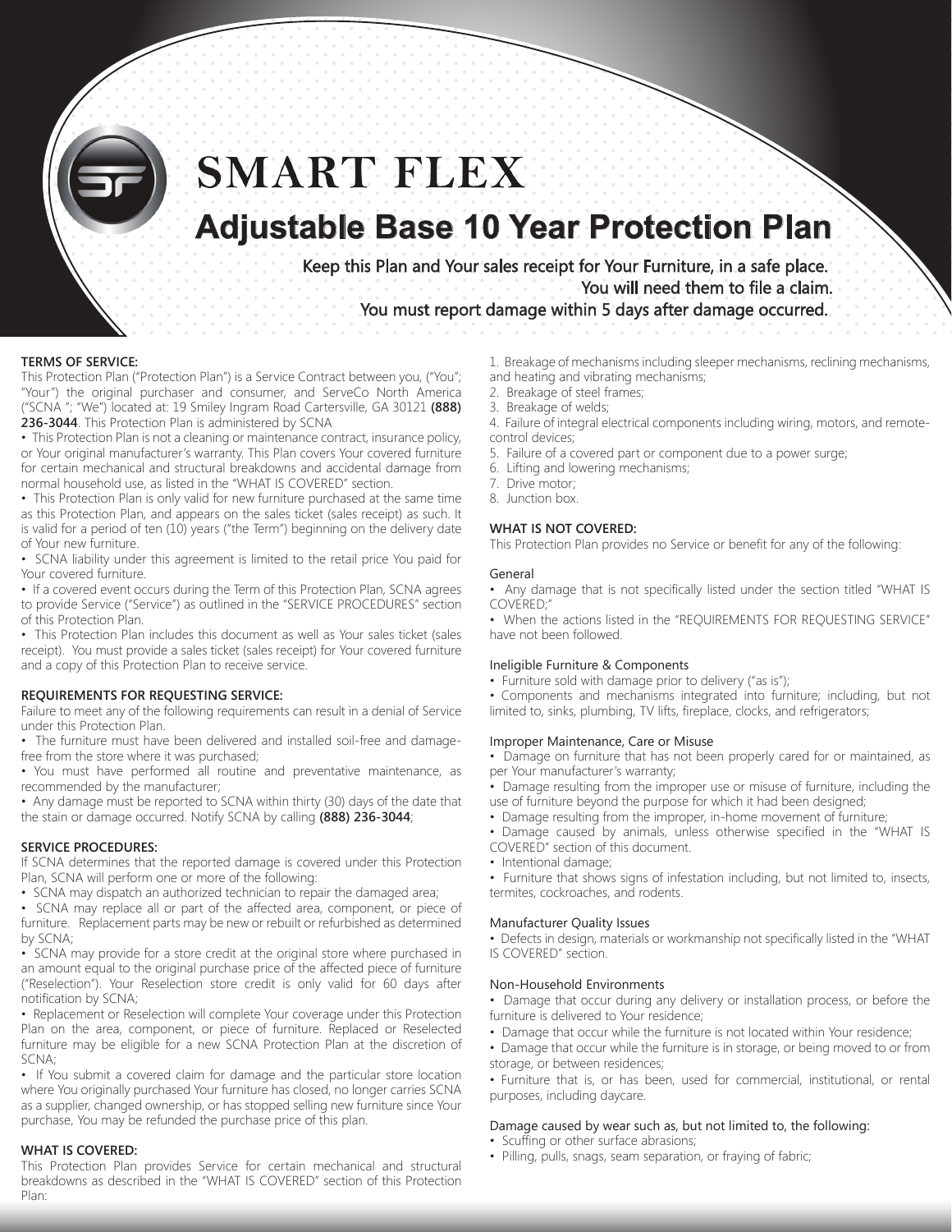# SMART FLEX

## Adjustable Base 10 Year Protection Plan

**Keep this Plan and Your sales receipt for Your Furniture, in a safe place.**
**You will need them to file a claim.**
**You must report damage within 5 days after damage occurred.**

**TERMS OF SERVICE:**

This Protection Plan ("Protection Plan") is a Service Contract between you, ("You"; "Your") the original purchaser and consumer, and ServeCo North America ("SCNA "; "We") located at: 19 Smiley Ingram Road Cartersville, GA 30121 **(888) 236-3044**. This Protection Plan is administered by SCNA

- This Protection Plan is not a cleaning or maintenance contract, insurance policy, or Your original manufacturer's warranty. This Plan covers Your covered furniture for certain mechanical and structural breakdowns and accidental damage from normal household use, as listed in the "WHAT IS COVERED" section.
- This Protection Plan is only valid for new furniture purchased at the same time as this Protection Plan, and appears on the sales ticket (sales receipt) as such. It is valid for a period of ten (10) years ("the Term") beginning on the delivery date of Your new furniture.
- SCNA liability under this agreement is limited to the retail price You paid for Your covered furniture.
- If a covered event occurs during the Term of this Protection Plan, SCNA agrees to provide Service ("Service") as outlined in the "SERVICE PROCEDURES" section of this Protection Plan.
- This Protection Plan includes this document as well as Your sales ticket (sales receipt). You must provide a sales ticket (sales receipt) for Your covered furniture and a copy of this Protection Plan to receive service.

**REQUIREMENTS FOR REQUESTING SERVICE:**

Failure to meet any of the following requirements can result in a denial of Service under this Protection Plan.

- The furniture must have been delivered and installed soil-free and damage-free from the store where it was purchased;
- You must have performed all routine and preventative maintenance, as recommended by the manufacturer;
- Any damage must be reported to SCNA within thirty (30) days of the date that the stain or damage occurred. Notify SCNA by calling **(888) 236-3044**;

**SERVICE PROCEDURES:**

If SCNA determines that the reported damage is covered under this Protection Plan, SCNA will perform one or more of the following:

- SCNA may dispatch an authorized technician to repair the damaged area;
- SCNA may replace all or part of the affected area, component, or piece of furniture. Replacement parts may be new or rebuilt or refurbished as determined by SCNA;
- SCNA may provide for a store credit at the original store where purchased in an amount equal to the original purchase price of the affected piece of furniture ("Reselection"). Your Reselection store credit is only valid for 60 days after notification by SCNA;
- Replacement or Reselection will complete Your coverage under this Protection Plan on the area, component, or piece of furniture. Replaced or Reselected furniture may be eligible for a new SCNA Protection Plan at the discretion of SCNA;
- If You submit a covered claim for damage and the particular store location where You originally purchased Your furniture has closed, no longer carries SCNA as a supplier, changed ownership, or has stopped selling new furniture since Your purchase, You may be refunded the purchase price of this plan.

**WHAT IS COVERED:**

This Protection Plan provides Service for certain mechanical and structural breakdowns as described in the "WHAT IS COVERED" section of this Protection Plan:

1. Breakage of mechanisms including sleeper mechanisms, reclining mechanisms, and heating and vibrating mechanisms;
2. Breakage of steel frames;
3. Breakage of welds;
4. Failure of integral electrical components including wiring, motors, and remote-control devices;
5. Failure of a covered part or component due to a power surge;
6. Lifting and lowering mechanisms;
7. Drive motor;
8. Junction box.

**WHAT IS NOT COVERED:**

This Protection Plan provides no Service or benefit for any of the following:

General

- Any damage that is not specifically listed under the section titled "WHAT IS COVERED;"
- When the actions listed in the "REQUIREMENTS FOR REQUESTING SERVICE" have not been followed.

Ineligible Furniture & Components

- Furniture sold with damage prior to delivery ("as is");
- Components and mechanisms integrated into furniture; including, but not limited to, sinks, plumbing, TV lifts, fireplace, clocks, and refrigerators;

Improper Maintenance, Care or Misuse

- Damage on furniture that has not been properly cared for or maintained, as per Your manufacturer's warranty;
- Damage resulting from the improper use or misuse of furniture, including the use of furniture beyond the purpose for which it had been designed;
- Damage resulting from the improper, in-home movement of furniture;
- Damage caused by animals, unless otherwise specified in the "WHAT IS COVERED" section of this document.
- Intentional damage;
- Furniture that shows signs of infestation including, but not limited to, insects, termites, cockroaches, and rodents.

Manufacturer Quality Issues

- Defects in design, materials or workmanship not specifically listed in the "WHAT IS COVERED" section.

Non-Household Environments

- Damage that occur during any delivery or installation process, or before the furniture is delivered to Your residence;
- Damage that occur while the furniture is not located within Your residence;
- Damage that occur while the furniture is in storage, or being moved to or from storage, or between residences;
- Furniture that is, or has been, used for commercial, institutional, or rental purposes, including daycare.

Damage caused by wear such as, but not limited to, the following:

- Scuffing or other surface abrasions;
- Pilling, pulls, snags, seam separation, or fraying of fabric;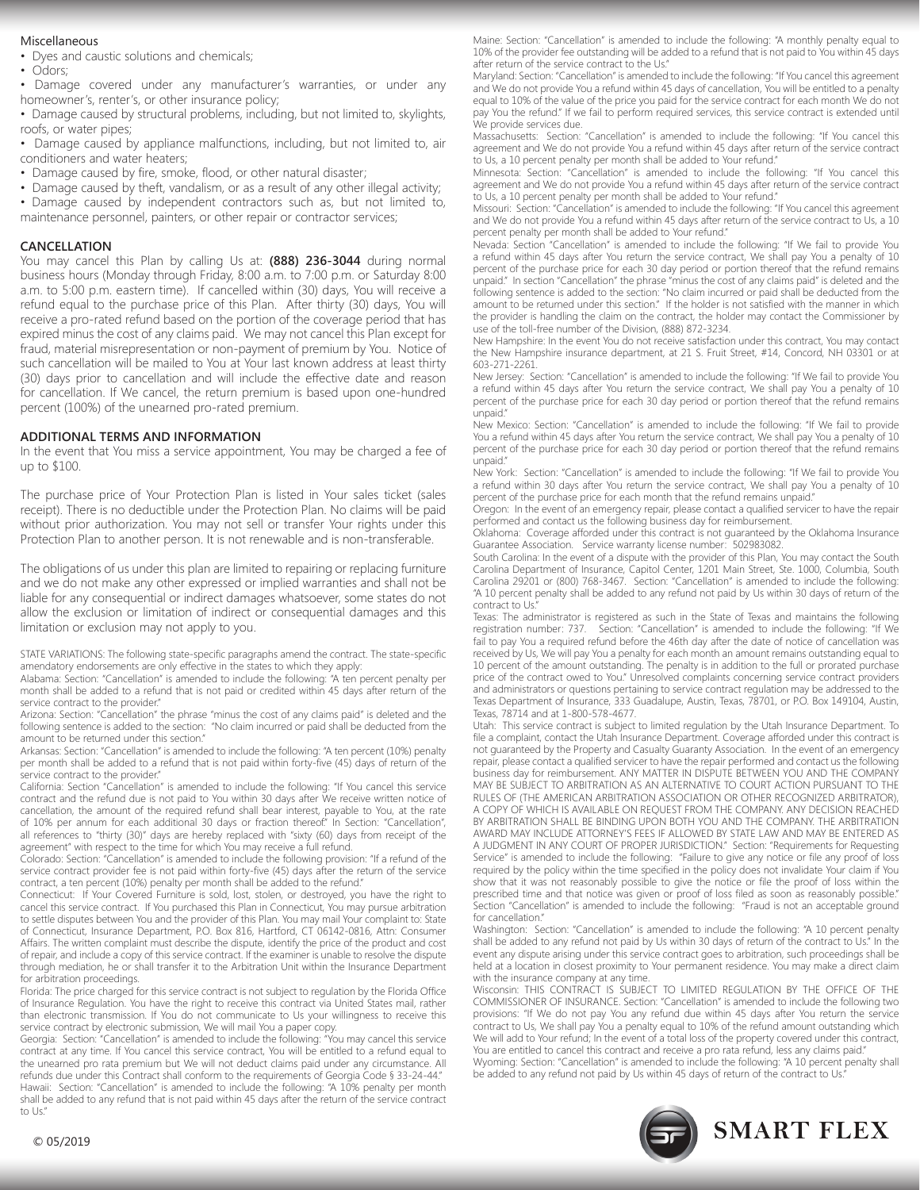Miscellaneous

- Dyes and caustic solutions and chemicals;
- Odors;
- Damage covered under any manufacturer's warranties, or under any homeowner's, renter's, or other insurance policy;
- Damage caused by structural problems, including, but not limited to, skylights, roofs, or water pipes;
- Damage caused by appliance malfunctions, including, but not limited to, air conditioners and water heaters;
- Damage caused by fire, smoke, flood, or other natural disaster;
- Damage caused by theft, vandalism, or as a result of any other illegal activity;
- Damage caused by independent contractors such as, but not limited to, maintenance personnel, painters, or other repair or contractor services;

## CANCELLATION

You may cancel this Plan by calling Us at: **(888) 236-3044** during normal business hours (Monday through Friday, 8:00 a.m. to 7:00 p.m. or Saturday 8:00 a.m. to 5:00 p.m. eastern time). If cancelled within (30) days, You will receive a refund equal to the purchase price of this Plan. After thirty (30) days, You will receive a pro-rated refund based on the portion of the coverage period that has expired minus the cost of any claims paid. We may not cancel this Plan except for fraud, material misrepresentation or non-payment of premium by You. Notice of such cancellation will be mailed to You at Your last known address at least thirty (30) days prior to cancellation and will include the effective date and reason for cancellation. If We cancel, the return premium is based upon one-hundred percent (100%) of the unearned pro-rated premium.

## ADDITIONAL TERMS AND INFORMATION

In the event that You miss a service appointment, You may be charged a fee of up to $100.

The purchase price of Your Protection Plan is listed in Your sales ticket (sales receipt). There is no deductible under the Protection Plan. No claims will be paid without prior authorization. You may not sell or transfer Your rights under this Protection Plan to another person. It is not renewable and is non-transferable.

The obligations of us under this plan are limited to repairing or replacing furniture and we do not make any other expressed or implied warranties and shall not be liable for any consequential or indirect damages whatsoever, some states do not allow the exclusion or limitation of indirect or consequential damages and this limitation or exclusion may not apply to you.

STATE VARIATIONS: The following state-specific paragraphs amend the contract. The state-specific amendatory endorsements are only effective in the states to which they apply:

Alabama: Section: "Cancellation" is amended to include the following: "A ten percent penalty per month shall be added to a refund that is not paid or credited within 45 days after return of the service contract to the provider."

Arizona: Section: "Cancellation" the phrase "minus the cost of any claims paid" is deleted and the following sentence is added to the section: "No claim incurred or paid shall be deducted from the amount to be returned under this section."

Arkansas: Section: "Cancellation" is amended to include the following: "A ten percent (10%) penalty per month shall be added to a refund that is not paid within forty-five (45) days of return of the service contract to the provider."

California: Section "Cancellation" is amended to include the following: "If You cancel this service contract and the refund due is not paid to You within 30 days after We receive written notice of cancellation, the amount of the required refund shall bear interest, payable to You, at the rate of 10% per annum for each additional 30 days or fraction thereof." In Section: "Cancellation", all references to "thirty (30)" days are hereby replaced with "sixty (60) days from receipt of the agreement" with respect to the time for which You may receive a full refund.

Colorado: Section: "Cancellation" is amended to include the following provision: "If a refund of the service contract provider fee is not paid within forty-five (45) days after the return of the service contract, a ten percent (10%) penalty per month shall be added to the refund."

Connecticut: If Your Covered Furniture is sold, lost, stolen, or destroyed, you have the right to cancel this service contract. If You purchased this Plan in Connecticut, You may pursue arbitration to settle disputes between You and the provider of this Plan. You may mail Your complaint to: State of Connecticut, Insurance Department, P.O. Box 816, Hartford, CT 06142-0816, Attn: Consumer Affairs. The written complaint must describe the dispute, identify the price of the product and cost of repair, and include a copy of this service contract. If the examiner is unable to resolve the dispute through mediation, he or shall transfer it to the Arbitration Unit within the Insurance Department for arbitration proceedings.

Florida: The price charged for this service contract is not subject to regulation by the Florida Office of Insurance Regulation. You have the right to receive this contract via United States mail, rather than electronic transmission. If You do not communicate to Us your willingness to receive this service contract by electronic submission, We will mail You a paper copy.

Georgia: Section: "Cancellation" is amended to include the following: "You may cancel this service contract at any time. If You cancel this service contract, You will be entitled to a refund equal to the unearned pro rata premium but We will not deduct claims paid under any circumstance. All refunds due under this Contract shall conform to the requirements of Georgia Code § 33-24-44."

Hawaii: Section: "Cancellation" is amended to include the following: "A 10% penalty per month shall be added to any refund that is not paid within 45 days after the return of the service contract to Us."

Maine: Section: "Cancellation" is amended to include the following: "A monthly penalty equal to 10% of the provider fee outstanding will be added to a refund that is not paid to You within 45 days after return of the service contract to the Us."

Maryland: Section: "Cancellation" is amended to include the following: "If You cancel this agreement and We do not provide You a refund within 45 days of cancellation, You will be entitled to a penalty equal to 10% of the value of the price you paid for the service contract for each month We do not pay You the refund." If we fail to perform required services, this service contract is extended until We provide services due.

Massachusetts: Section: "Cancellation" is amended to include the following: "If You cancel this agreement and We do not provide You a refund within 45 days after return of the service contract to Us, a 10 percent penalty per month shall be added to Your refund."

Minnesota: Section: "Cancellation" is amended to include the following: "If You cancel this agreement and We do not provide You a refund within 45 days after return of the service contract to Us, a 10 percent penalty per month shall be added to Your refund."

Missouri: Section: "Cancellation" is amended to include the following: "If You cancel this agreement and We do not provide You a refund within 45 days after return of the service contract to Us, a 10 percent penalty per month shall be added to Your refund."

Nevada: Section "Cancellation" is amended to include the following: "If We fail to provide You a refund within 45 days after You return the service contract, We shall pay You a penalty of 10 percent of the purchase price for each 30 day period or portion thereof that the refund remains unpaid." In section "Cancellation" the phrase "minus the cost of any claims paid" is deleted and the following sentence is added to the section: "No claim incurred or paid shall be deducted from the amount to be returned under this section." If the holder is not satisfied with the manner in which the provider is handling the claim on the contract, the holder may contact the Commissioner by use of the toll-free number of the Division, (888) 872-3234.

New Hampshire: In the event You do not receive satisfaction under this contract, You may contact the New Hampshire insurance department, at 21 S. Fruit Street, #14, Concord, NH 03301 or at 603-271-2261.

New Jersey: Section: "Cancellation" is amended to include the following: "If We fail to provide You a refund within 45 days after You return the service contract, We shall pay You a penalty of 10 percent of the purchase price for each 30 day period or portion thereof that the refund remains unpaid."

New Mexico: Section: "Cancellation" is amended to include the following: "If We fail to provide You a refund within 45 days after You return the service contract, We shall pay You a penalty of 10 percent of the purchase price for each 30 day period or portion thereof that the refund remains unpaid."

New York: Section: "Cancellation" is amended to include the following: "If We fail to provide You a refund within 30 days after You return the service contract, We shall pay You a penalty of 10 percent of the purchase price for each month that the refund remains unpaid."

Oregon: In the event of an emergency repair, please contact a qualified servicer to have the repair performed and contact us the following business day for reimbursement.

Oklahoma: Coverage afforded under this contract is not guaranteed by the Oklahoma Insurance Guarantee Association. Service warranty license number: 502983082.

South Carolina: In the event of a dispute with the provider of this Plan, You may contact the South Carolina Department of Insurance, Capitol Center, 1201 Main Street, Ste. 1000, Columbia, South Carolina 29201 or (800) 768-3467. Section: "Cancellation" is amended to include the following: "A 10 percent penalty shall be added to any refund not paid by Us within 30 days of return of the contract to Us."

Texas: The administrator is registered as such in the State of Texas and maintains the following registration number: 737. Section: "Cancellation" is amended to include the following: "If We fail to pay You a required refund before the 46th day after the date of notice of cancellation was received by Us, We will pay You a penalty for each month an amount remains outstanding equal to 10 percent of the amount outstanding. The penalty is in addition to the full or prorated purchase price of the contract owed to You." Unresolved complaints concerning service contract providers and administrators or questions pertaining to service contract regulation may be addressed to the Texas Department of Insurance, 333 Guadalupe, Austin, Texas, 78701, or P.O. Box 149104, Austin, Texas, 78714 and at 1-800-578-4677.

Utah: This service contract is subject to limited regulation by the Utah Insurance Department. To file a complaint, contact the Utah Insurance Department. Coverage afforded under this contract is not guaranteed by the Property and Casualty Guaranty Association. In the event of an emergency repair, please contact a qualified servicer to have the repair performed and contact us the following business day for reimbursement. ANY MATTER IN DISPUTE BETWEEN YOU AND THE COMPANY MAY BE SUBJECT TO ARBITRATION AS AN ALTERNATIVE TO COURT ACTION PURSUANT TO THE RULES OF (THE AMERICAN ARBITRATION ASSOCIATION OR OTHER RECOGNIZED ARBITRATOR), A COPY OF WHICH IS AVAILABLE ON REQUEST FROM THE COMPANY. ANY DECISION REACHED BY ARBITRATION SHALL BE BINDING UPON BOTH YOU AND THE COMPANY. THE ARBITRATION AWARD MAY INCLUDE ATTORNEY'S FEES IF ALLOWED BY STATE LAW AND MAY BE ENTERED AS A JUDGMENT IN ANY COURT OF PROPER JURISDICTION." Section: "Requirements for Requesting Service" is amended to include the following: "Failure to give any notice or file any proof of loss required by the policy within the time specified in the policy does not invalidate Your claim if You show that it was not reasonably possible to give the notice or file the proof of loss within the prescribed time and that notice was given or proof of loss filed as soon as reasonably possible." Section "Cancellation" is amended to include the following: "Fraud is not an acceptable ground for cancellation."

Washington: Section: "Cancellation" is amended to include the following: "A 10 percent penalty shall be added to any refund not paid by Us within 30 days of return of the contract to Us." In the event any dispute arising under this service contract goes to arbitration, such proceedings shall be held at a location in closest proximity to Your permanent residence. You may make a direct claim with the insurance company at any time.

Wisconsin: THIS CONTRACT IS SUBJECT TO LIMITED REGULATION BY THE OFFICE OF THE COMMISSIONER OF INSURANCE. Section: "Cancellation" is amended to include the following two provisions: "If We do not pay You any refund due within 45 days after You return the service contract to Us, We shall pay You a penalty equal to 10% of the refund amount outstanding which We will add to Your refund; In the event of a total loss of the property covered under this contract, You are entitled to cancel this contract and receive a pro rata refund, less any claims paid."

Wyoming: Section: "Cancellation" is amended to include the following: "A 10 percent penalty shall be added to any refund not paid by Us within 45 days of return of the contract to Us."

© 05/2019

SMART FLEX